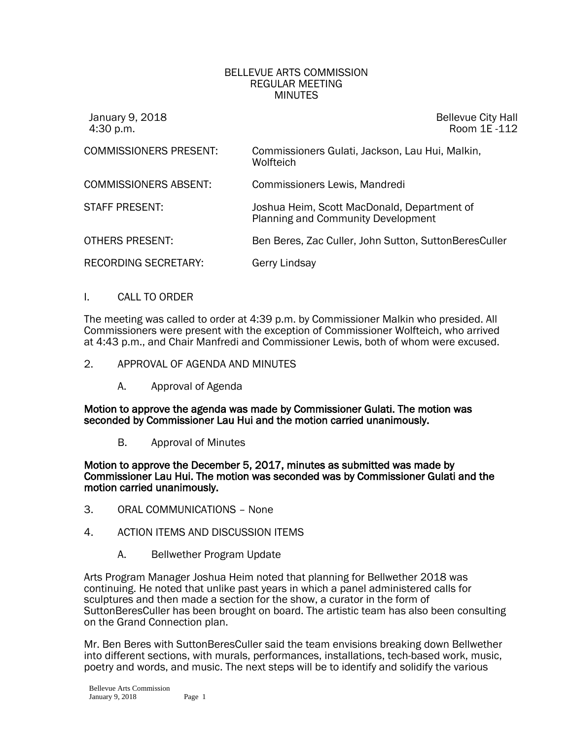BELLEVUE ARTS COMMISSION
REGULAR MEETING
MINUTES

January 9, 2018
4:30 p.m.

Bellevue City Hall
Room 1E -112

| | |
|---|---|
| COMMISSIONERS PRESENT: | Commissioners Gulati, Jackson, Lau Hui, Malkin, Wolfteich |
| COMMISSIONERS ABSENT: | Commissioners Lewis, Mandredi |
| STAFF PRESENT: | Joshua Heim, Scott MacDonald, Department of Planning and Community Development |
| OTHERS PRESENT: | Ben Beres, Zac Culler, John Sutton, SuttonBeresCuller |
| RECORDING SECRETARY: | Gerry Lindsay |

I. CALL TO ORDER

The meeting was called to order at 4:39 p.m. by Commissioner Malkin who presided. All Commissioners were present with the exception of Commissioner Wolfteich, who arrived at 4:43 p.m., and Chair Manfredi and Commissioner Lewis, both of whom were excused.

2. APPROVAL OF AGENDA AND MINUTES

A. Approval of Agenda

**Motion to approve the agenda was made by Commissioner Gulati. The motion was seconded by Commissioner Lau Hui and the motion carried unanimously.**

B. Approval of Minutes

**Motion to approve the December 5, 2017, minutes as submitted was made by Commissioner Lau Hui. The motion was seconded was by Commissioner Gulati and the motion carried unanimously.**

3. ORAL COMMUNICATIONS – None

4. ACTION ITEMS AND DISCUSSION ITEMS

A. Bellwether Program Update

Arts Program Manager Joshua Heim noted that planning for Bellwether 2018 was continuing. He noted that unlike past years in which a panel administered calls for sculptures and then made a section for the show, a curator in the form of SuttonBeresCuller has been brought on board. The artistic team has also been consulting on the Grand Connection plan.

Mr. Ben Beres with SuttonBeresCuller said the team envisions breaking down Bellwether into different sections, with murals, performances, installations, tech-based work, music, poetry and words, and music. The next steps will be to identify and solidify the various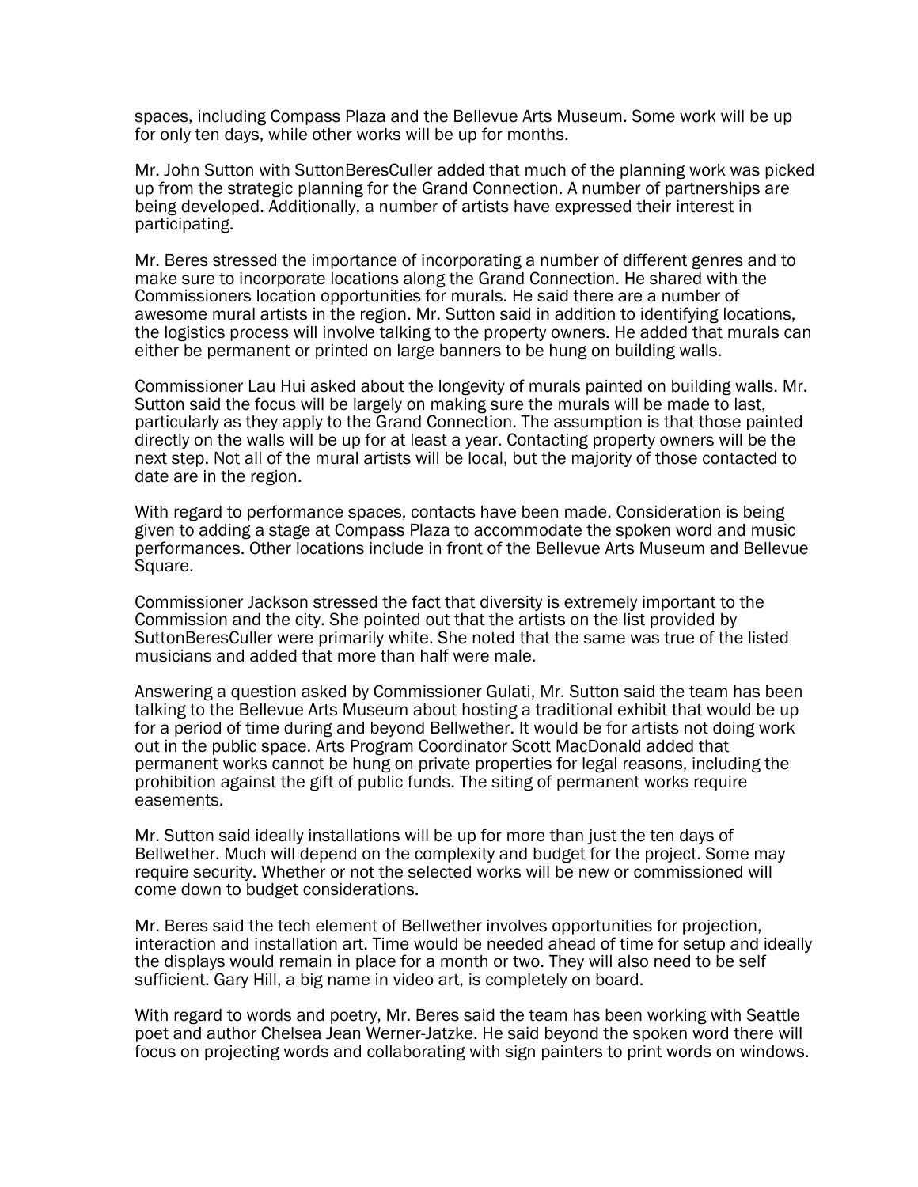spaces, including Compass Plaza and the Bellevue Arts Museum. Some work will be up for only ten days, while other works will be up for months.

Mr. John Sutton with SuttonBeresCuller added that much of the planning work was picked up from the strategic planning for the Grand Connection. A number of partnerships are being developed. Additionally, a number of artists have expressed their interest in participating.

Mr. Beres stressed the importance of incorporating a number of different genres and to make sure to incorporate locations along the Grand Connection. He shared with the Commissioners location opportunities for murals. He said there are a number of awesome mural artists in the region. Mr. Sutton said in addition to identifying locations, the logistics process will involve talking to the property owners. He added that murals can either be permanent or printed on large banners to be hung on building walls.

Commissioner Lau Hui asked about the longevity of murals painted on building walls. Mr. Sutton said the focus will be largely on making sure the murals will be made to last, particularly as they apply to the Grand Connection. The assumption is that those painted directly on the walls will be up for at least a year. Contacting property owners will be the next step. Not all of the mural artists will be local, but the majority of those contacted to date are in the region.

With regard to performance spaces, contacts have been made. Consideration is being given to adding a stage at Compass Plaza to accommodate the spoken word and music performances. Other locations include in front of the Bellevue Arts Museum and Bellevue Square.

Commissioner Jackson stressed the fact that diversity is extremely important to the Commission and the city. She pointed out that the artists on the list provided by SuttonBeresCuller were primarily white. She noted that the same was true of the listed musicians and added that more than half were male.

Answering a question asked by Commissioner Gulati, Mr. Sutton said the team has been talking to the Bellevue Arts Museum about hosting a traditional exhibit that would be up for a period of time during and beyond Bellwether. It would be for artists not doing work out in the public space. Arts Program Coordinator Scott MacDonald added that permanent works cannot be hung on private properties for legal reasons, including the prohibition against the gift of public funds. The siting of permanent works require easements.

Mr. Sutton said ideally installations will be up for more than just the ten days of Bellwether. Much will depend on the complexity and budget for the project. Some may require security. Whether or not the selected works will be new or commissioned will come down to budget considerations.

Mr. Beres said the tech element of Bellwether involves opportunities for projection, interaction and installation art. Time would be needed ahead of time for setup and ideally the displays would remain in place for a month or two. They will also need to be self sufficient. Gary Hill, a big name in video art, is completely on board.

With regard to words and poetry, Mr. Beres said the team has been working with Seattle poet and author Chelsea Jean Werner-Jatzke. He said beyond the spoken word there will focus on projecting words and collaborating with sign painters to print words on windows.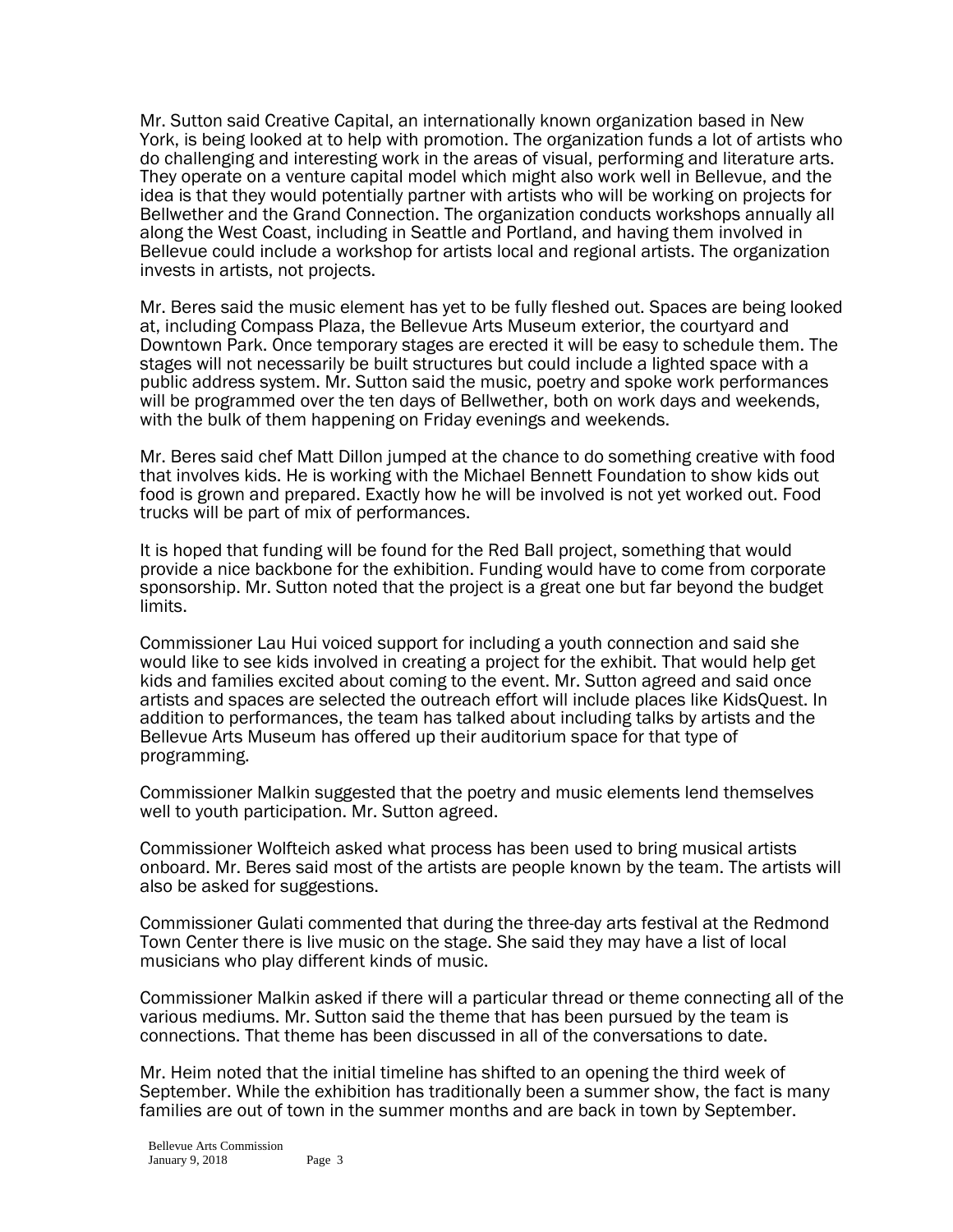Mr. Sutton said Creative Capital, an internationally known organization based in New York, is being looked at to help with promotion. The organization funds a lot of artists who do challenging and interesting work in the areas of visual, performing and literature arts. They operate on a venture capital model which might also work well in Bellevue, and the idea is that they would potentially partner with artists who will be working on projects for Bellwether and the Grand Connection. The organization conducts workshops annually all along the West Coast, including in Seattle and Portland, and having them involved in Bellevue could include a workshop for artists local and regional artists. The organization invests in artists, not projects.

Mr. Beres said the music element has yet to be fully fleshed out. Spaces are being looked at, including Compass Plaza, the Bellevue Arts Museum exterior, the courtyard and Downtown Park. Once temporary stages are erected it will be easy to schedule them. The stages will not necessarily be built structures but could include a lighted space with a public address system. Mr. Sutton said the music, poetry and spoke work performances will be programmed over the ten days of Bellwether, both on work days and weekends, with the bulk of them happening on Friday evenings and weekends.

Mr. Beres said chef Matt Dillon jumped at the chance to do something creative with food that involves kids. He is working with the Michael Bennett Foundation to show kids out food is grown and prepared. Exactly how he will be involved is not yet worked out. Food trucks will be part of mix of performances.

It is hoped that funding will be found for the Red Ball project, something that would provide a nice backbone for the exhibition. Funding would have to come from corporate sponsorship. Mr. Sutton noted that the project is a great one but far beyond the budget limits.

Commissioner Lau Hui voiced support for including a youth connection and said she would like to see kids involved in creating a project for the exhibit. That would help get kids and families excited about coming to the event. Mr. Sutton agreed and said once artists and spaces are selected the outreach effort will include places like KidsQuest. In addition to performances, the team has talked about including talks by artists and the Bellevue Arts Museum has offered up their auditorium space for that type of programming.

Commissioner Malkin suggested that the poetry and music elements lend themselves well to youth participation. Mr. Sutton agreed.

Commissioner Wolfteich asked what process has been used to bring musical artists onboard. Mr. Beres said most of the artists are people known by the team. The artists will also be asked for suggestions.

Commissioner Gulati commented that during the three-day arts festival at the Redmond Town Center there is live music on the stage. She said they may have a list of local musicians who play different kinds of music.

Commissioner Malkin asked if there will a particular thread or theme connecting all of the various mediums. Mr. Sutton said the theme that has been pursued by the team is connections. That theme has been discussed in all of the conversations to date.

Mr. Heim noted that the initial timeline has shifted to an opening the third week of September. While the exhibition has traditionally been a summer show, the fact is many families are out of town in the summer months and are back in town by September.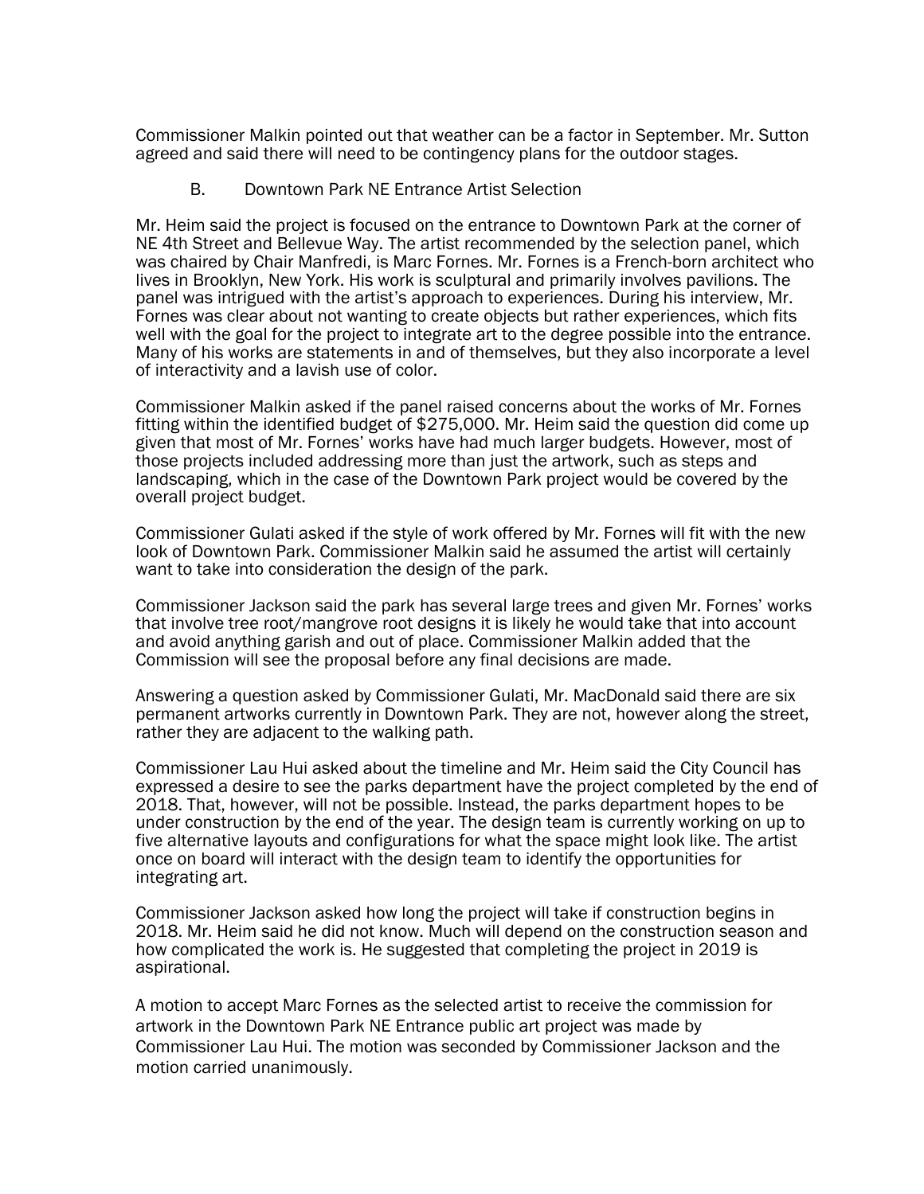Commissioner Malkin pointed out that weather can be a factor in September. Mr. Sutton agreed and said there will need to be contingency plans for the outdoor stages.

B. Downtown Park NE Entrance Artist Selection

Mr. Heim said the project is focused on the entrance to Downtown Park at the corner of NE 4th Street and Bellevue Way. The artist recommended by the selection panel, which was chaired by Chair Manfredi, is Marc Fornes. Mr. Fornes is a French-born architect who lives in Brooklyn, New York. His work is sculptural and primarily involves pavilions. The panel was intrigued with the artist's approach to experiences. During his interview, Mr. Fornes was clear about not wanting to create objects but rather experiences, which fits well with the goal for the project to integrate art to the degree possible into the entrance. Many of his works are statements in and of themselves, but they also incorporate a level of interactivity and a lavish use of color.

Commissioner Malkin asked if the panel raised concerns about the works of Mr. Fornes fitting within the identified budget of $275,000. Mr. Heim said the question did come up given that most of Mr. Fornes' works have had much larger budgets. However, most of those projects included addressing more than just the artwork, such as steps and landscaping, which in the case of the Downtown Park project would be covered by the overall project budget.

Commissioner Gulati asked if the style of work offered by Mr. Fornes will fit with the new look of Downtown Park. Commissioner Malkin said he assumed the artist will certainly want to take into consideration the design of the park.

Commissioner Jackson said the park has several large trees and given Mr. Fornes' works that involve tree root/mangrove root designs it is likely he would take that into account and avoid anything garish and out of place. Commissioner Malkin added that the Commission will see the proposal before any final decisions are made.

Answering a question asked by Commissioner Gulati, Mr. MacDonald said there are six permanent artworks currently in Downtown Park. They are not, however along the street, rather they are adjacent to the walking path.

Commissioner Lau Hui asked about the timeline and Mr. Heim said the City Council has expressed a desire to see the parks department have the project completed by the end of 2018. That, however, will not be possible. Instead, the parks department hopes to be under construction by the end of the year. The design team is currently working on up to five alternative layouts and configurations for what the space might look like. The artist once on board will interact with the design team to identify the opportunities for integrating art.

Commissioner Jackson asked how long the project will take if construction begins in 2018. Mr. Heim said he did not know. Much will depend on the construction season and how complicated the work is. He suggested that completing the project in 2019 is aspirational.

A motion to accept Marc Fornes as the selected artist to receive the commission for artwork in the Downtown Park NE Entrance public art project was made by Commissioner Lau Hui. The motion was seconded by Commissioner Jackson and the motion carried unanimously.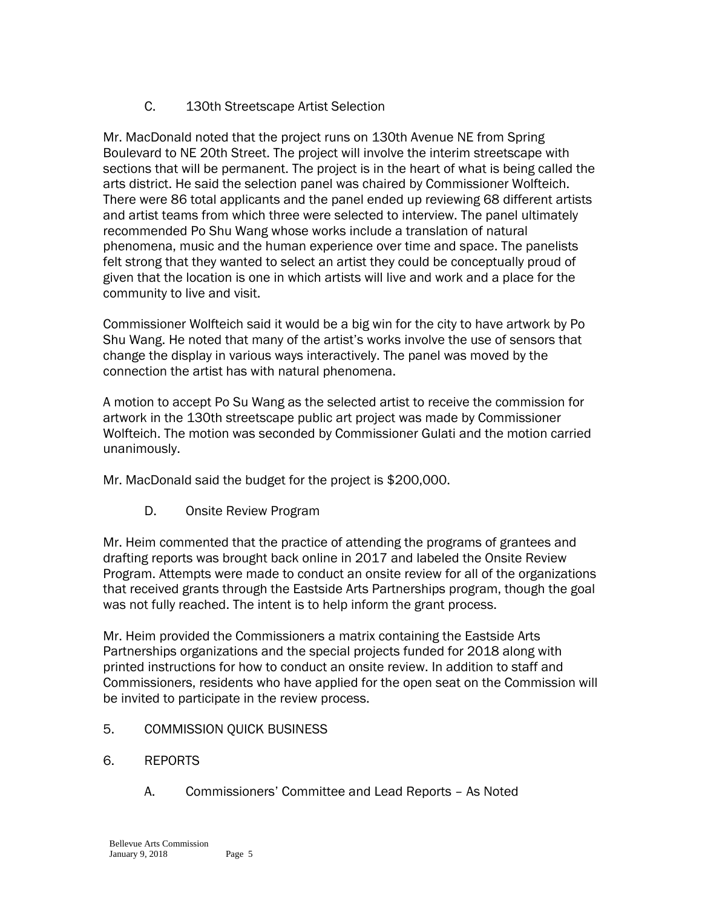C. 130th Streetscape Artist Selection

Mr. MacDonald noted that the project runs on 130th Avenue NE from Spring Boulevard to NE 20th Street. The project will involve the interim streetscape with sections that will be permanent. The project is in the heart of what is being called the arts district. He said the selection panel was chaired by Commissioner Wolfteich. There were 86 total applicants and the panel ended up reviewing 68 different artists and artist teams from which three were selected to interview. The panel ultimately recommended Po Shu Wang whose works include a translation of natural phenomena, music and the human experience over time and space. The panelists felt strong that they wanted to select an artist they could be conceptually proud of given that the location is one in which artists will live and work and a place for the community to live and visit.

Commissioner Wolfteich said it would be a big win for the city to have artwork by Po Shu Wang. He noted that many of the artist's works involve the use of sensors that change the display in various ways interactively. The panel was moved by the connection the artist has with natural phenomena.

A motion to accept Po Su Wang as the selected artist to receive the commission for artwork in the 130th streetscape public art project was made by Commissioner Wolfteich. The motion was seconded by Commissioner Gulati and the motion carried unanimously.

Mr. MacDonald said the budget for the project is $200,000.

D. Onsite Review Program

Mr. Heim commented that the practice of attending the programs of grantees and drafting reports was brought back online in 2017 and labeled the Onsite Review Program. Attempts were made to conduct an onsite review for all of the organizations that received grants through the Eastside Arts Partnerships program, though the goal was not fully reached. The intent is to help inform the grant process.

Mr. Heim provided the Commissioners a matrix containing the Eastside Arts Partnerships organizations and the special projects funded for 2018 along with printed instructions for how to conduct an onsite review. In addition to staff and Commissioners, residents who have applied for the open seat on the Commission will be invited to participate in the review process.

5. COMMISSION QUICK BUSINESS

6. REPORTS

A. Commissioners' Committee and Lead Reports – As Noted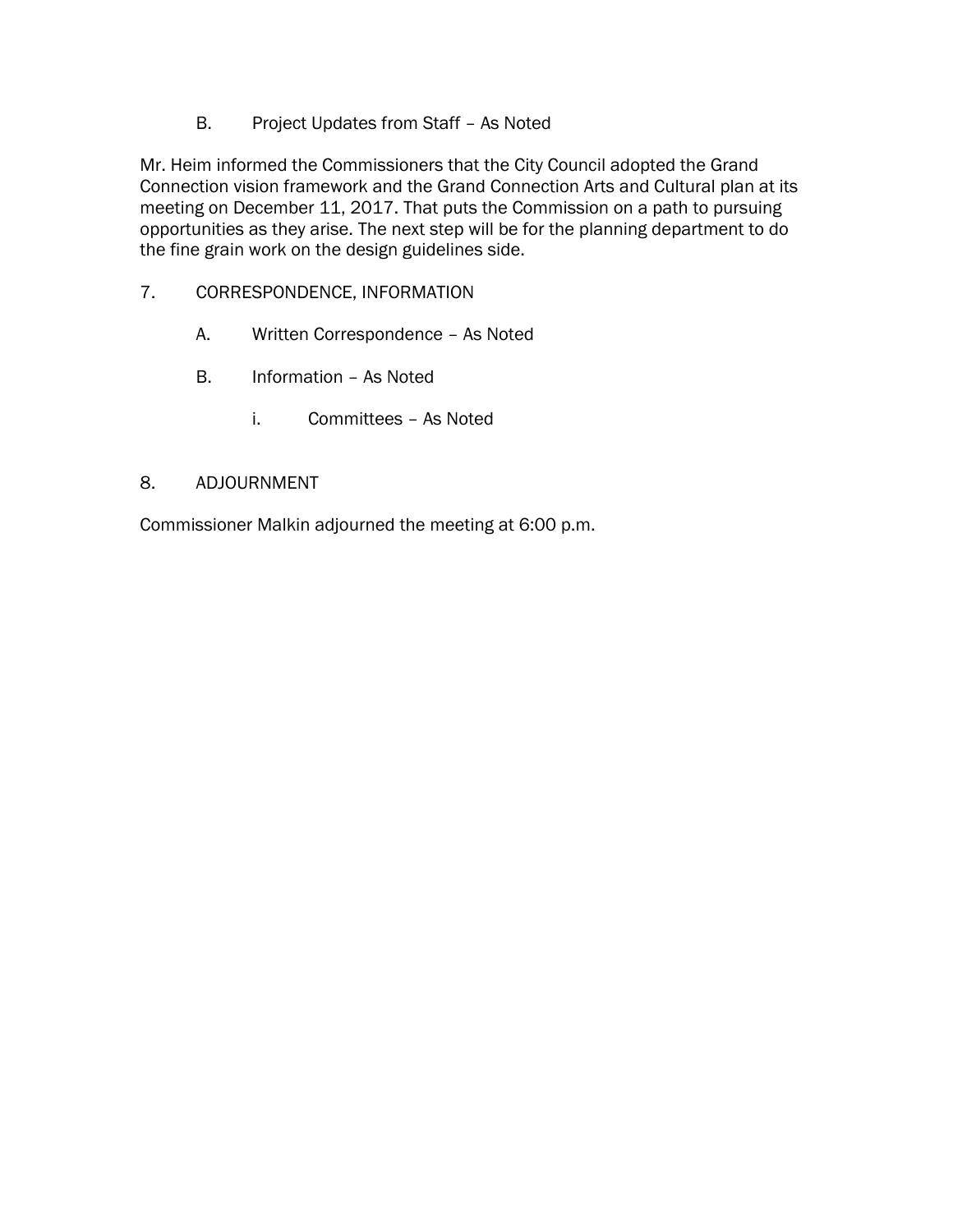B. Project Updates from Staff – As Noted

Mr. Heim informed the Commissioners that the City Council adopted the Grand Connection vision framework and the Grand Connection Arts and Cultural plan at its meeting on December 11, 2017. That puts the Commission on a path to pursuing opportunities as they arise. The next step will be for the planning department to do the fine grain work on the design guidelines side.

7. CORRESPONDENCE, INFORMATION

A. Written Correspondence – As Noted

B. Information – As Noted

i. Committees – As Noted

8. ADJOURNMENT

Commissioner Malkin adjourned the meeting at 6:00 p.m.